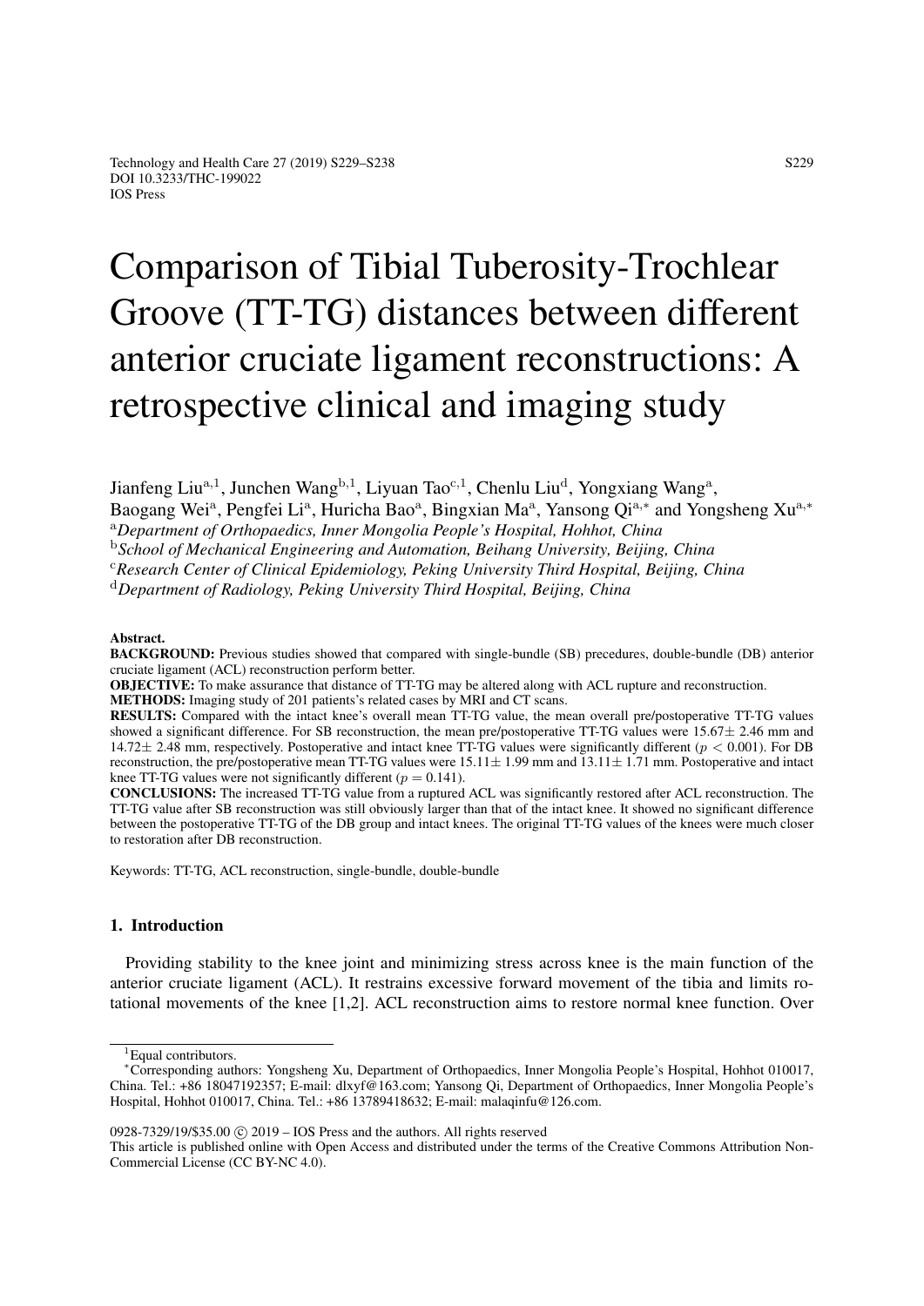# Comparison of Tibial Tuberosity-Trochlear Groove (TT-TG) distances between different anterior cruciate ligament reconstructions: A retrospective clinical and imaging study

Jianfeng Liu[a,1], Junchen Wang[b,1], Liyuan Tao[c,1], Chenlu Liu[d], Yongxiang Wang[a], Baogang Wei[a], Pengfei Li[a], Huricha Bao[a], Bingxian Ma[a], Yansong Qi[a,*] and Yongsheng Xu[a,*]

[a]*Department of Orthopaedics, Inner Mongolia People's Hospital, Hohhot, China*

[b]*School of Mechanical Engineering and Automation, Beihang University, Beijing, China*

[c]*Research Center of Clinical Epidemiology, Peking University Third Hospital, Beijing, China*

[d]*Department of Radiology, Peking University Third Hospital, Beijing, China*

**Abstract.**

**BACKGROUND:** Previous studies showed that compared with single-bundle (SB) precedures, double-bundle (DB) anterior cruciate ligament (ACL) reconstruction perform better.

**OBJECTIVE:** To make assurance that distance of TT-TG may be altered along with ACL rupture and reconstruction.

**METHODS:** Imaging study of 201 patients's related cases by MRI and CT scans.

**RESULTS:** Compared with the intact knee's overall mean TT-TG value, the mean overall pre/postoperative TT-TG values showed a significant difference. For SB reconstruction, the mean pre/postoperative TT-TG values were 15.67± 2.46 mm and 14.72± 2.48 mm, respectively. Postoperative and intact knee TT-TG values were significantly different ($p < 0.001$). For DB reconstruction, the pre/postoperative mean TT-TG values were 15.11± 1.99 mm and 13.11± 1.71 mm. Postoperative and intact knee TT-TG values were not significantly different ($p = 0.141$).

**CONCLUSIONS:** The increased TT-TG value from a ruptured ACL was significantly restored after ACL reconstruction. The TT-TG value after SB reconstruction was still obviously larger than that of the intact knee. It showed no significant difference between the postoperative TT-TG of the DB group and intact knees. The original TT-TG values of the knees were much closer to restoration after DB reconstruction.

Keywords: TT-TG, ACL reconstruction, single-bundle, double-bundle

## 1. Introduction

Providing stability to the knee joint and minimizing stress across knee is the main function of the anterior cruciate ligament (ACL). It restrains excessive forward movement of the tibia and limits rotational movements of the knee [1,2]. ACL reconstruction aims to restore normal knee function. Over

[1]Equal contributors.

[*]Corresponding authors: Yongsheng Xu, Department of Orthopaedics, Inner Mongolia People's Hospital, Hohhot 010017, China. Tel.: +86 18047192357; E-mail: dlxyf@163.com; Yansong Qi, Department of Orthopaedics, Inner Mongolia People's Hospital, Hohhot 010017, China. Tel.: +86 13789418632; E-mail: malaqinfu@126.com.

0928-7329/19/$35.00 © 2019 – IOS Press and the authors. All rights reserved

This article is published online with Open Access and distributed under the terms of the Creative Commons Attribution Non-Commercial License (CC BY-NC 4.0).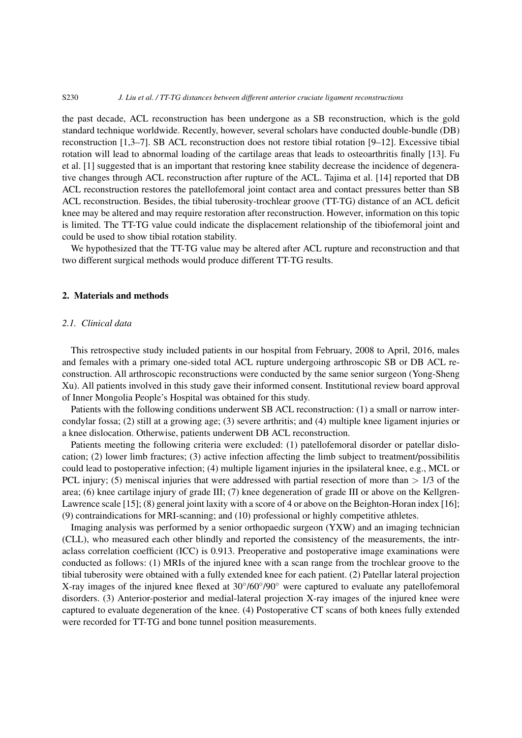the past decade, ACL reconstruction has been undergone as a SB reconstruction, which is the gold standard technique worldwide. Recently, however, several scholars have conducted double-bundle (DB) reconstruction [1,3–7]. SB ACL reconstruction does not restore tibial rotation [9–12]. Excessive tibial rotation will lead to abnormal loading of the cartilage areas that leads to osteoarthritis finally [13]. Fu et al. [1] suggested that is an important that restoring knee stability decrease the incidence of degenerative changes through ACL reconstruction after rupture of the ACL. Tajima et al. [14] reported that DB ACL reconstruction restores the patellofemoral joint contact area and contact pressures better than SB ACL reconstruction. Besides, the tibial tuberosity-trochlear groove (TT-TG) distance of an ACL deficit knee may be altered and may require restoration after reconstruction. However, information on this topic is limited. The TT-TG value could indicate the displacement relationship of the tibiofemoral joint and could be used to show tibial rotation stability.

We hypothesized that the TT-TG value may be altered after ACL rupture and reconstruction and that two different surgical methods would produce different TT-TG results.

## 2. Materials and methods

### *2.1. Clinical data*

This retrospective study included patients in our hospital from February, 2008 to April, 2016, males and females with a primary one-sided total ACL rupture undergoing arthroscopic SB or DB ACL reconstruction. All arthroscopic reconstructions were conducted by the same senior surgeon (Yong-Sheng Xu). All patients involved in this study gave their informed consent. Institutional review board approval of Inner Mongolia People's Hospital was obtained for this study.

Patients with the following conditions underwent SB ACL reconstruction: (1) a small or narrow intercondylar fossa; (2) still at a growing age; (3) severe arthritis; and (4) multiple knee ligament injuries or a knee dislocation. Otherwise, patients underwent DB ACL reconstruction.

Patients meeting the following criteria were excluded: (1) patellofemoral disorder or patellar dislocation; (2) lower limb fractures; (3) active infection affecting the limb subject to treatment/possibilitis could lead to postoperative infection; (4) multiple ligament injuries in the ipsilateral knee, e.g., MCL or PCL injury; (5) meniscal injuries that were addressed with partial resection of more than $> 1/3$ of the area; (6) knee cartilage injury of grade III; (7) knee degeneration of grade III or above on the Kellgren-Lawrence scale [15]; (8) general joint laxity with a score of 4 or above on the Beighton-Horan index [16]; (9) contraindications for MRI-scanning; and (10) professional or highly competitive athletes.

Imaging analysis was performed by a senior orthopaedic surgeon (YXW) and an imaging technician (CLL), who measured each other blindly and reported the consistency of the measurements, the intraclass correlation coefficient (ICC) is 0.913. Preoperative and postoperative image examinations were conducted as follows: (1) MRIs of the injured knee with a scan range from the trochlear groove to the tibial tuberosity were obtained with a fully extended knee for each patient. (2) Patellar lateral projection X-ray images of the injured knee flexed at $30^{\circ}/60^{\circ}/90^{\circ}$ were captured to evaluate any patellofemoral disorders. (3) Anterior-posterior and medial-lateral projection X-ray images of the injured knee were captured to evaluate degeneration of the knee. (4) Postoperative CT scans of both knees fully extended were recorded for TT-TG and bone tunnel position measurements.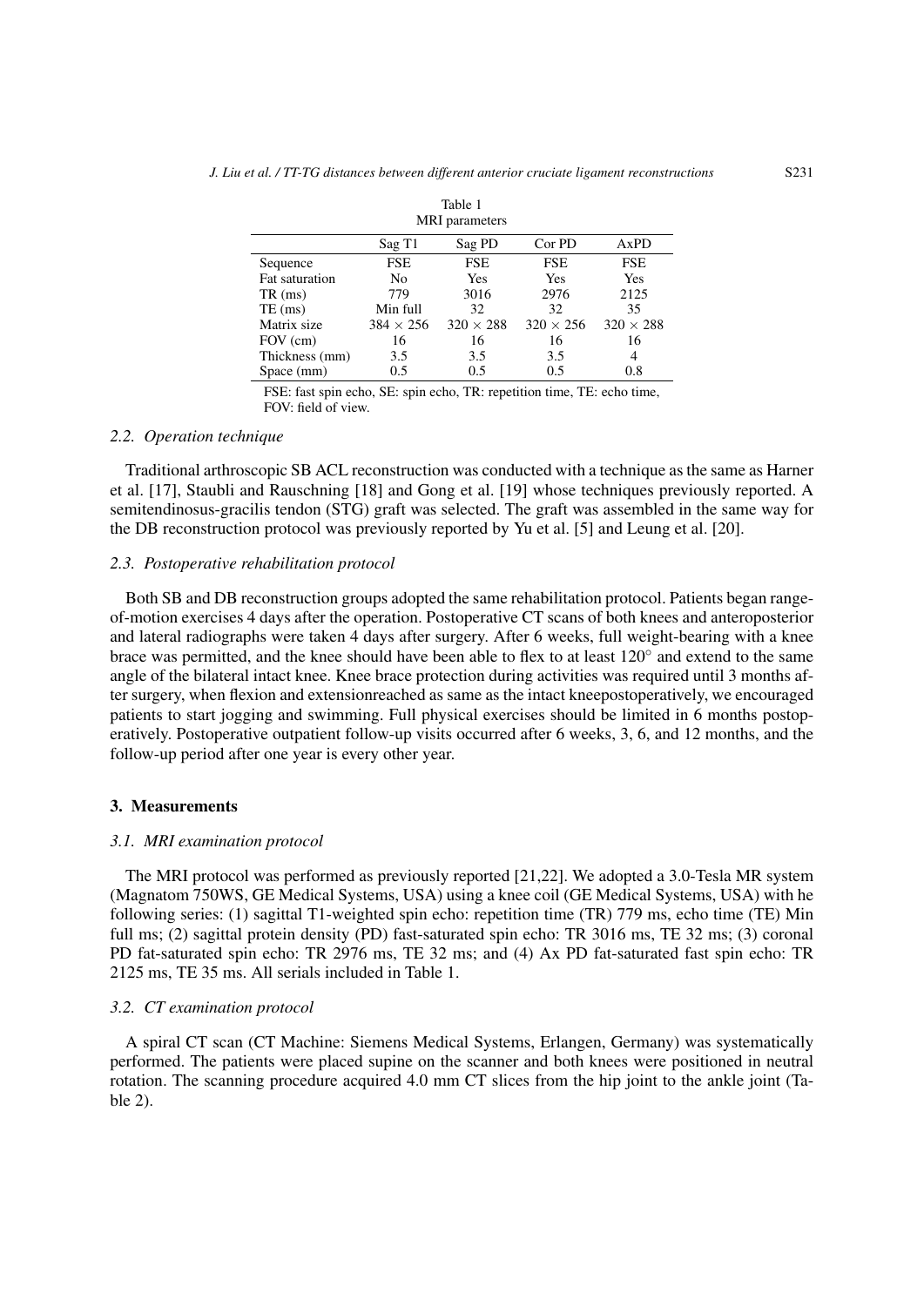Table 1
MRI parameters

| | Sag T1 | Sag PD | Cor PD | AxPD |
|---|---|---|---|---|
| Sequence | FSE | FSE | FSE | FSE |
| Fat saturation | No | Yes | Yes | Yes |
| TR (ms) | 779 | 3016 | 2976 | 2125 |
| TE (ms) | Min full | 32 | 32 | 35 |
| Matrix size | 384 × 256 | 320 × 288 | 320 × 256 | 320 × 288 |
| FOV (cm) | 16 | 16 | 16 | 16 |
| Thickness (mm) | 3.5 | 3.5 | 3.5 | 4 |
| Space (mm) | 0.5 | 0.5 | 0.5 | 0.8 |

FSE: fast spin echo, SE: spin echo, TR: repetition time, TE: echo time, FOV: field of view.

### 2.2. Operation technique

Traditional arthroscopic SB ACL reconstruction was conducted with a technique as the same as Harner et al. [17], Staubli and Rauschning [18] and Gong et al. [19] whose techniques previously reported. A semitendinosus-gracilis tendon (STG) graft was selected. The graft was assembled in the same way for the DB reconstruction protocol was previously reported by Yu et al. [5] and Leung et al. [20].

### 2.3. Postoperative rehabilitation protocol

Both SB and DB reconstruction groups adopted the same rehabilitation protocol. Patients began range-of-motion exercises 4 days after the operation. Postoperative CT scans of both knees and anteroposterior and lateral radiographs were taken 4 days after surgery. After 6 weeks, full weight-bearing with a knee brace was permitted, and the knee should have been able to flex to at least 120° and extend to the same angle of the bilateral intact knee. Knee brace protection during activities was required until 3 months after surgery, when flexion and extensionreached as same as the intact kneepostoperatively, we encouraged patients to start jogging and swimming. Full physical exercises should be limited in 6 months postoperatively. Postoperative outpatient follow-up visits occurred after 6 weeks, 3, 6, and 12 months, and the follow-up period after one year is every other year.

## 3. Measurements

### 3.1. MRI examination protocol

The MRI protocol was performed as previously reported [21,22]. We adopted a 3.0-Tesla MR system (Magnatom 750WS, GE Medical Systems, USA) using a knee coil (GE Medical Systems, USA) with he following series: (1) sagittal T1-weighted spin echo: repetition time (TR) 779 ms, echo time (TE) Min full ms; (2) sagittal protein density (PD) fast-saturated spin echo: TR 3016 ms, TE 32 ms; (3) coronal PD fat-saturated spin echo: TR 2976 ms, TE 32 ms; and (4) Ax PD fat-saturated fast spin echo: TR 2125 ms, TE 35 ms. All serials included in Table 1.

### 3.2. CT examination protocol

A spiral CT scan (CT Machine: Siemens Medical Systems, Erlangen, Germany) was systematically performed. The patients were placed supine on the scanner and both knees were positioned in neutral rotation. The scanning procedure acquired 4.0 mm CT slices from the hip joint to the ankle joint (Table 2).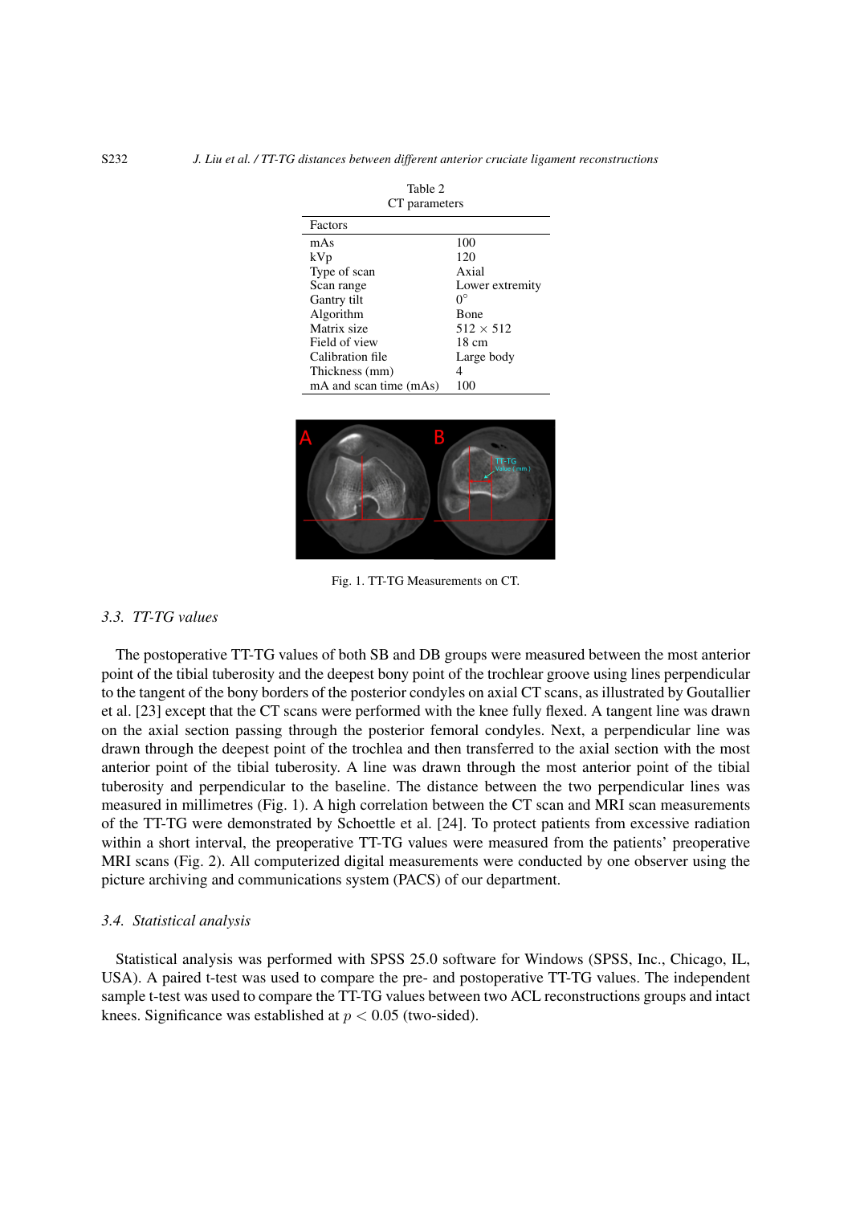Table 2
CT parameters

| Factors | |
|---|---|
| mAs | 100 |
| kVp | 120 |
| Type of scan | Axial |
| Scan range | Lower extremity |
| Gantry tilt | $0^{\circ}$ |
| Algorithm | Bone |
| Matrix size | $512 \times 512$ |
| Field of view | 18 cm |
| Calibration file | Large body |
| Thickness (mm) | 4 |
| mA and scan time (mAs) | 100 |

Fig. 1. TT-TG Measurements on CT.

### 3.3. *TT-TG values*

The postoperative TT-TG values of both SB and DB groups were measured between the most anterior point of the tibial tuberosity and the deepest bony point of the trochlear groove using lines perpendicular to the tangent of the bony borders of the posterior condyles on axial CT scans, as illustrated by Goutallier et al. [23] except that the CT scans were performed with the knee fully flexed. A tangent line was drawn on the axial section passing through the posterior femoral condyles. Next, a perpendicular line was drawn through the deepest point of the trochlea and then transferred to the axial section with the most anterior point of the tibial tuberosity. A line was drawn through the most anterior point of the tibial tuberosity and perpendicular to the baseline. The distance between the two perpendicular lines was measured in millimetres (Fig. 1). A high correlation between the CT scan and MRI scan measurements of the TT-TG were demonstrated by Schoettle et al. [24]. To protect patients from excessive radiation within a short interval, the preoperative TT-TG values were measured from the patients' preoperative MRI scans (Fig. 2). All computerized digital measurements were conducted by one observer using the picture archiving and communications system (PACS) of our department.

### 3.4. *Statistical analysis*

Statistical analysis was performed with SPSS 25.0 software for Windows (SPSS, Inc., Chicago, IL, USA). A paired t-test was used to compare the pre- and postoperative TT-TG values. The independent sample t-test was used to compare the TT-TG values between two ACL reconstructions groups and intact knees. Significance was established at $p < 0.05$ (two-sided).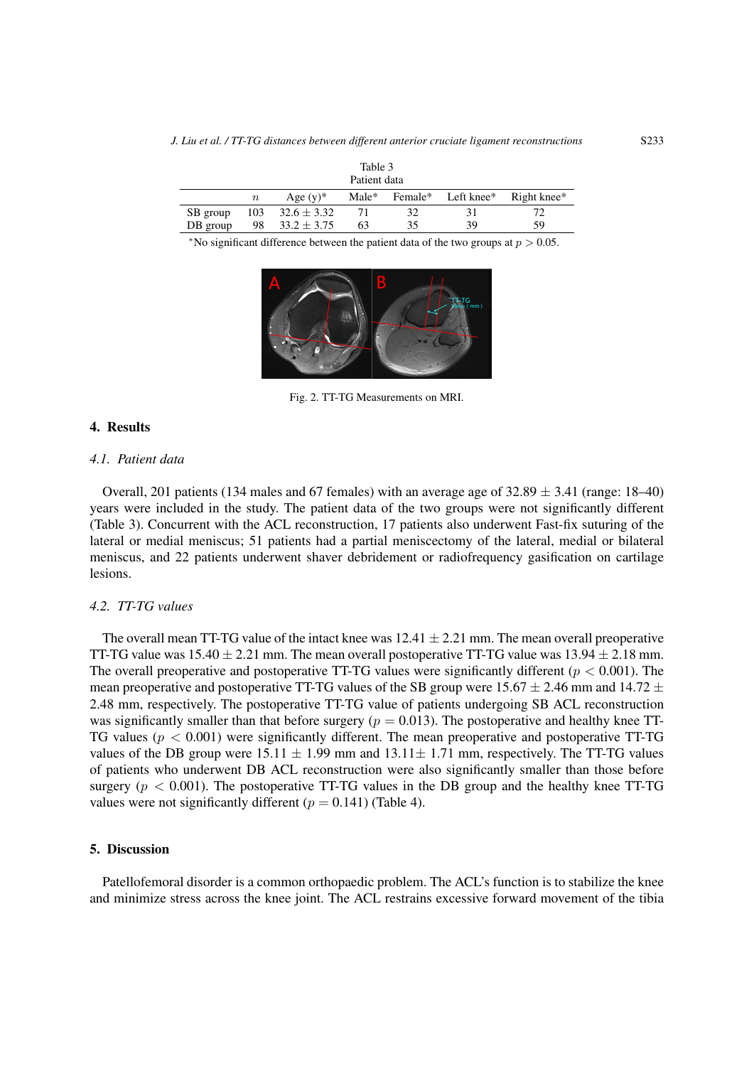Table 3
Patient data

| | $n$ | Age (y)* | Male* | Female* | Left knee* | Right knee* |
|---|---|---|---|---|---|---|
| SB group | 103 | $32.6 \pm 3.32$ | 71 | 32 | 31 | 72 |
| DB group | 98 | $33.2 \pm 3.75$ | 63 | 35 | 39 | 59 |

*No significant difference between the patient data of the two groups at $p > 0.05$.

Fig. 2. TT-TG Measurements on MRI.

## 4. Results

### 4.1. Patient data

Overall, 201 patients (134 males and 67 females) with an average age of $32.89 \pm 3.41$ (range: 18–40) years were included in the study. The patient data of the two groups were not significantly different (Table 3). Concurrent with the ACL reconstruction, 17 patients also underwent Fast-fix suturing of the lateral or medial meniscus; 51 patients had a partial meniscectomy of the lateral, medial or bilateral meniscus, and 22 patients underwent shaver debridement or radiofrequency gasification on cartilage lesions.

### 4.2. TT-TG values

The overall mean TT-TG value of the intact knee was $12.41 \pm 2.21$ mm. The mean overall preoperative TT-TG value was $15.40 \pm 2.21$ mm. The mean overall postoperative TT-TG value was $13.94 \pm 2.18$ mm. The overall preoperative and postoperative TT-TG values were significantly different ($p < 0.001$). The mean preoperative and postoperative TT-TG values of the SB group were $15.67 \pm 2.46$ mm and $14.72 \pm 2.48$ mm, respectively. The postoperative TT-TG value of patients undergoing SB ACL reconstruction was significantly smaller than that before surgery ($p = 0.013$). The postoperative and healthy knee TT-TG values ($p < 0.001$) were significantly different. The mean preoperative and postoperative TT-TG values of the DB group were $15.11 \pm 1.99$ mm and $13.11 \pm 1.71$ mm, respectively. The TT-TG values of patients who underwent DB ACL reconstruction were also significantly smaller than those before surgery ($p < 0.001$). The postoperative TT-TG values in the DB group and the healthy knee TT-TG values were not significantly different ($p = 0.141$) (Table 4).

## 5. Discussion

Patellofemoral disorder is a common orthopaedic problem. The ACL's function is to stabilize the knee and minimize stress across the knee joint. The ACL restrains excessive forward movement of the tibia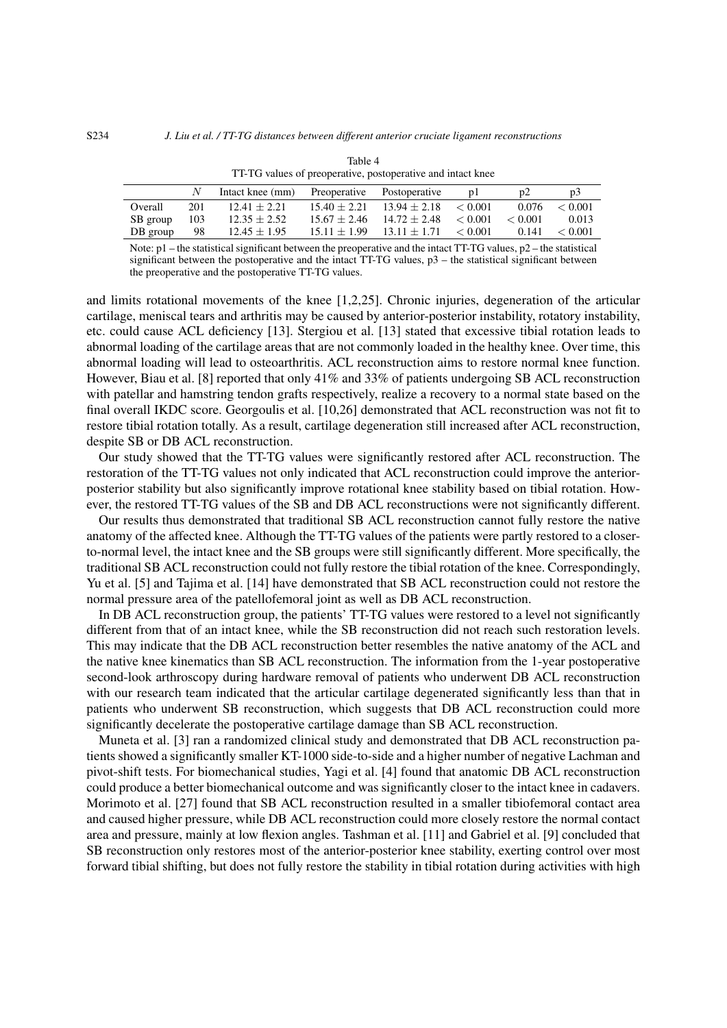Table 4
TT-TG values of preoperative, postoperative and intact knee

| | $N$ | Intact knee (mm) | Preoperative | Postoperative | p1 | p2 | p3 |
|---|---|---|---|---|---|---|---|
| Overall | 201 | $12.41 \pm 2.21$ | $15.40 \pm 2.21$ | $13.94 \pm 2.18$ | $< 0.001$ | 0.076 | $< 0.001$ |
| SB group | 103 | $12.35 \pm 2.52$ | $15.67 \pm 2.46$ | $14.72 \pm 2.48$ | $< 0.001$ | $< 0.001$ | 0.013 |
| DB group | 98 | $12.45 \pm 1.95$ | $15.11 \pm 1.99$ | $13.11 \pm 1.71$ | $< 0.001$ | 0.141 | $< 0.001$ |

Note: p1 – the statistical significant between the preoperative and the intact TT-TG values, p2 – the statistical significant between the postoperative and the intact TT-TG values, p3 – the statistical significant between the preoperative and the postoperative TT-TG values.

and limits rotational movements of the knee [1,2,25]. Chronic injuries, degeneration of the articular cartilage, meniscal tears and arthritis may be caused by anterior-posterior instability, rotatory instability, etc. could cause ACL deficiency [13]. Stergiou et al. [13] stated that excessive tibial rotation leads to abnormal loading of the cartilage areas that are not commonly loaded in the healthy knee. Over time, this abnormal loading will lead to osteoarthritis. ACL reconstruction aims to restore normal knee function. However, Biau et al. [8] reported that only 41% and 33% of patients undergoing SB ACL reconstruction with patellar and hamstring tendon grafts respectively, realize a recovery to a normal state based on the final overall IKDC score. Georgoulis et al. [10,26] demonstrated that ACL reconstruction was not fit to restore tibial rotation totally. As a result, cartilage degeneration still increased after ACL reconstruction, despite SB or DB ACL reconstruction.

Our study showed that the TT-TG values were significantly restored after ACL reconstruction. The restoration of the TT-TG values not only indicated that ACL reconstruction could improve the anterior-posterior stability but also significantly improve rotational knee stability based on tibial rotation. However, the restored TT-TG values of the SB and DB ACL reconstructions were not significantly different.

Our results thus demonstrated that traditional SB ACL reconstruction cannot fully restore the native anatomy of the affected knee. Although the TT-TG values of the patients were partly restored to a closer-to-normal level, the intact knee and the SB groups were still significantly different. More specifically, the traditional SB ACL reconstruction could not fully restore the tibial rotation of the knee. Correspondingly, Yu et al. [5] and Tajima et al. [14] have demonstrated that SB ACL reconstruction could not restore the normal pressure area of the patellofemoral joint as well as DB ACL reconstruction.

In DB ACL reconstruction group, the patients' TT-TG values were restored to a level not significantly different from that of an intact knee, while the SB reconstruction did not reach such restoration levels. This may indicate that the DB ACL reconstruction better resembles the native anatomy of the ACL and the native knee kinematics than SB ACL reconstruction. The information from the 1-year postoperative second-look arthroscopy during hardware removal of patients who underwent DB ACL reconstruction with our research team indicated that the articular cartilage degenerated significantly less than that in patients who underwent SB reconstruction, which suggests that DB ACL reconstruction could more significantly decelerate the postoperative cartilage damage than SB ACL reconstruction.

Muneta et al. [3] ran a randomized clinical study and demonstrated that DB ACL reconstruction patients showed a significantly smaller KT-1000 side-to-side and a higher number of negative Lachman and pivot-shift tests. For biomechanical studies, Yagi et al. [4] found that anatomic DB ACL reconstruction could produce a better biomechanical outcome and was significantly closer to the intact knee in cadavers. Morimoto et al. [27] found that SB ACL reconstruction resulted in a smaller tibiofemoral contact area and caused higher pressure, while DB ACL reconstruction could more closely restore the normal contact area and pressure, mainly at low flexion angles. Tashman et al. [11] and Gabriel et al. [9] concluded that SB reconstruction only restores most of the anterior-posterior knee stability, exerting control over most forward tibial shifting, but does not fully restore the stability in tibial rotation during activities with high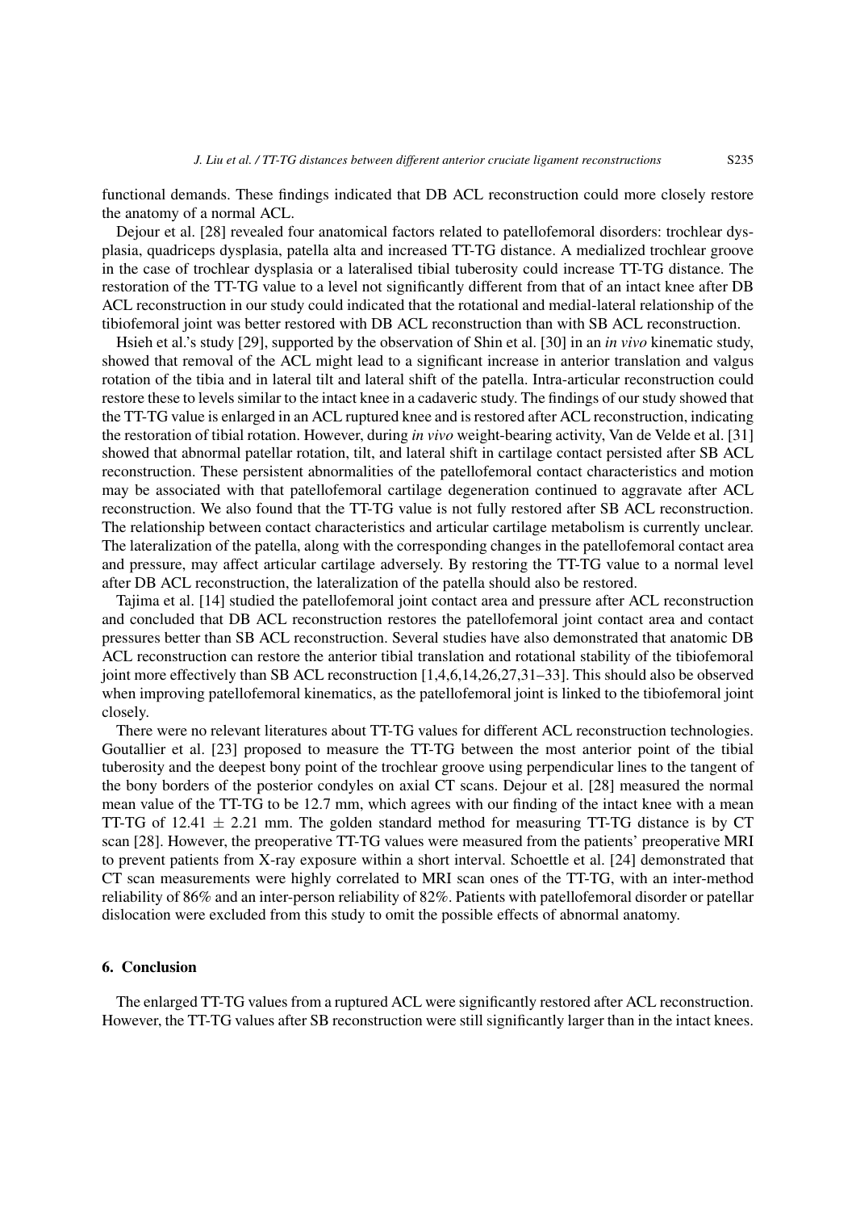functional demands. These findings indicated that DB ACL reconstruction could more closely restore the anatomy of a normal ACL.

Dejour et al. [28] revealed four anatomical factors related to patellofemoral disorders: trochlear dysplasia, quadriceps dysplasia, patella alta and increased TT-TG distance. A medialized trochlear groove in the case of trochlear dysplasia or a lateralised tibial tuberosity could increase TT-TG distance. The restoration of the TT-TG value to a level not significantly different from that of an intact knee after DB ACL reconstruction in our study could indicated that the rotational and medial-lateral relationship of the tibiofemoral joint was better restored with DB ACL reconstruction than with SB ACL reconstruction.

Hsieh et al.'s study [29], supported by the observation of Shin et al. [30] in an *in vivo* kinematic study, showed that removal of the ACL might lead to a significant increase in anterior translation and valgus rotation of the tibia and in lateral tilt and lateral shift of the patella. Intra-articular reconstruction could restore these to levels similar to the intact knee in a cadaveric study. The findings of our study showed that the TT-TG value is enlarged in an ACL ruptured knee and is restored after ACL reconstruction, indicating the restoration of tibial rotation. However, during *in vivo* weight-bearing activity, Van de Velde et al. [31] showed that abnormal patellar rotation, tilt, and lateral shift in cartilage contact persisted after SB ACL reconstruction. These persistent abnormalities of the patellofemoral contact characteristics and motion may be associated with that patellofemoral cartilage degeneration continued to aggravate after ACL reconstruction. We also found that the TT-TG value is not fully restored after SB ACL reconstruction. The relationship between contact characteristics and articular cartilage metabolism is currently unclear. The lateralization of the patella, along with the corresponding changes in the patellofemoral contact area and pressure, may affect articular cartilage adversely. By restoring the TT-TG value to a normal level after DB ACL reconstruction, the lateralization of the patella should also be restored.

Tajima et al. [14] studied the patellofemoral joint contact area and pressure after ACL reconstruction and concluded that DB ACL reconstruction restores the patellofemoral joint contact area and contact pressures better than SB ACL reconstruction. Several studies have also demonstrated that anatomic DB ACL reconstruction can restore the anterior tibial translation and rotational stability of the tibiofemoral joint more effectively than SB ACL reconstruction [1,4,6,14,26,27,31–33]. This should also be observed when improving patellofemoral kinematics, as the patellofemoral joint is linked to the tibiofemoral joint closely.

There were no relevant literatures about TT-TG values for different ACL reconstruction technologies. Goutallier et al. [23] proposed to measure the TT-TG between the most anterior point of the tibial tuberosity and the deepest bony point of the trochlear groove using perpendicular lines to the tangent of the bony borders of the posterior condyles on axial CT scans. Dejour et al. [28] measured the normal mean value of the TT-TG to be 12.7 mm, which agrees with our finding of the intact knee with a mean TT-TG of $12.41 \pm 2.21$ mm. The golden standard method for measuring TT-TG distance is by CT scan [28]. However, the preoperative TT-TG values were measured from the patients' preoperative MRI to prevent patients from X-ray exposure within a short interval. Schoettle et al. [24] demonstrated that CT scan measurements were highly correlated to MRI scan ones of the TT-TG, with an inter-method reliability of 86% and an inter-person reliability of 82%. Patients with patellofemoral disorder or patellar dislocation were excluded from this study to omit the possible effects of abnormal anatomy.

## 6. Conclusion

The enlarged TT-TG values from a ruptured ACL were significantly restored after ACL reconstruction. However, the TT-TG values after SB reconstruction were still significantly larger than in the intact knees.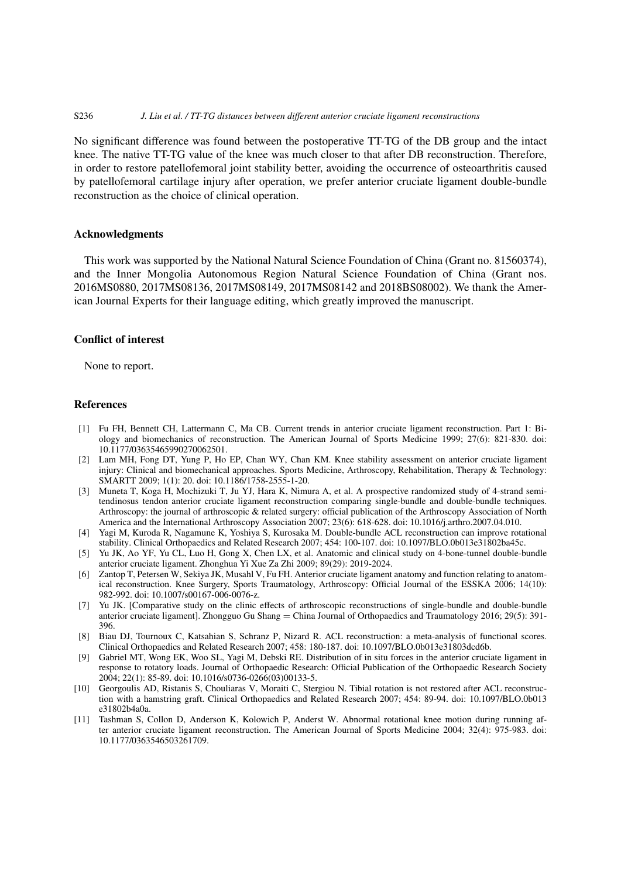No significant difference was found between the postoperative TT-TG of the DB group and the intact knee. The native TT-TG value of the knee was much closer to that after DB reconstruction. Therefore, in order to restore patellofemoral joint stability better, avoiding the occurrence of osteoarthritis caused by patellofemoral cartilage injury after operation, we prefer anterior cruciate ligament double-bundle reconstruction as the choice of clinical operation.

## Acknowledgments

This work was supported by the National Natural Science Foundation of China (Grant no. 81560374), and the Inner Mongolia Autonomous Region Natural Science Foundation of China (Grant nos. 2016MS0880, 2017MS08136, 2017MS08149, 2017MS08142 and 2018BS08002). We thank the American Journal Experts for their language editing, which greatly improved the manuscript.

## Conflict of interest

None to report.

## References

[1] Fu FH, Bennett CH, Lattermann C, Ma CB. Current trends in anterior cruciate ligament reconstruction. Part 1: Biology and biomechanics of reconstruction. The American Journal of Sports Medicine 1999; 27(6): 821-830. doi: 10.1177/03635465990270062501.

[2] Lam MH, Fong DT, Yung P, Ho EP, Chan WY, Chan KM. Knee stability assessment on anterior cruciate ligament injury: Clinical and biomechanical approaches. Sports Medicine, Arthroscopy, Rehabilitation, Therapy & Technology: SMARTT 2009; 1(1): 20. doi: 10.1186/1758-2555-1-20.

[3] Muneta T, Koga H, Mochizuki T, Ju YJ, Hara K, Nimura A, et al. A prospective randomized study of 4-strand semitendinosus tendon anterior cruciate ligament reconstruction comparing single-bundle and double-bundle techniques. Arthroscopy: the journal of arthroscopic & related surgery: official publication of the Arthroscopy Association of North America and the International Arthroscopy Association 2007; 23(6): 618-628. doi: 10.1016/j.arthro.2007.04.010.

[4] Yagi M, Kuroda R, Nagamune K, Yoshiya S, Kurosaka M. Double-bundle ACL reconstruction can improve rotational stability. Clinical Orthopaedics and Related Research 2007; 454: 100-107. doi: 10.1097/BLO.0b013e31802ba45c.

[5] Yu JK, Ao YF, Yu CL, Luo H, Gong X, Chen LX, et al. Anatomic and clinical study on 4-bone-tunnel double-bundle anterior cruciate ligament. Zhonghua Yi Xue Za Zhi 2009; 89(29): 2019-2024.

[6] Zantop T, Petersen W, Sekiya JK, Musahl V, Fu FH. Anterior cruciate ligament anatomy and function relating to anatomical reconstruction. Knee Surgery, Sports Traumatology, Arthroscopy: Official Journal of the ESSKA 2006; 14(10): 982-992. doi: 10.1007/s00167-006-0076-z.

[7] Yu JK. [Comparative study on the clinic effects of arthroscopic reconstructions of single-bundle and double-bundle anterior cruciate ligament]. Zhongguo Gu Shang = China Journal of Orthopaedics and Traumatology 2016; 29(5): 391-396.

[8] Biau DJ, Tournoux C, Katsahian S, Schranz P, Nizard R. ACL reconstruction: a meta-analysis of functional scores. Clinical Orthopaedics and Related Research 2007; 458: 180-187. doi: 10.1097/BLO.0b013e31803dcd6b.

[9] Gabriel MT, Wong EK, Woo SL, Yagi M, Debski RE. Distribution of in situ forces in the anterior cruciate ligament in response to rotatory loads. Journal of Orthopaedic Research: Official Publication of the Orthopaedic Research Society 2004; 22(1): 85-89. doi: 10.1016/s0736-0266(03)00133-5.

[10] Georgoulis AD, Ristanis S, Chouliaras V, Moraiti C, Stergiou N. Tibial rotation is not restored after ACL reconstruction with a hamstring graft. Clinical Orthopaedics and Related Research 2007; 454: 89-94. doi: 10.1097/BLO.0b013e31802b4a0a.

[11] Tashman S, Collon D, Anderson K, Kolowich P, Anderst W. Abnormal rotational knee motion during running after anterior cruciate ligament reconstruction. The American Journal of Sports Medicine 2004; 32(4): 975-983. doi: 10.1177/0363546503261709.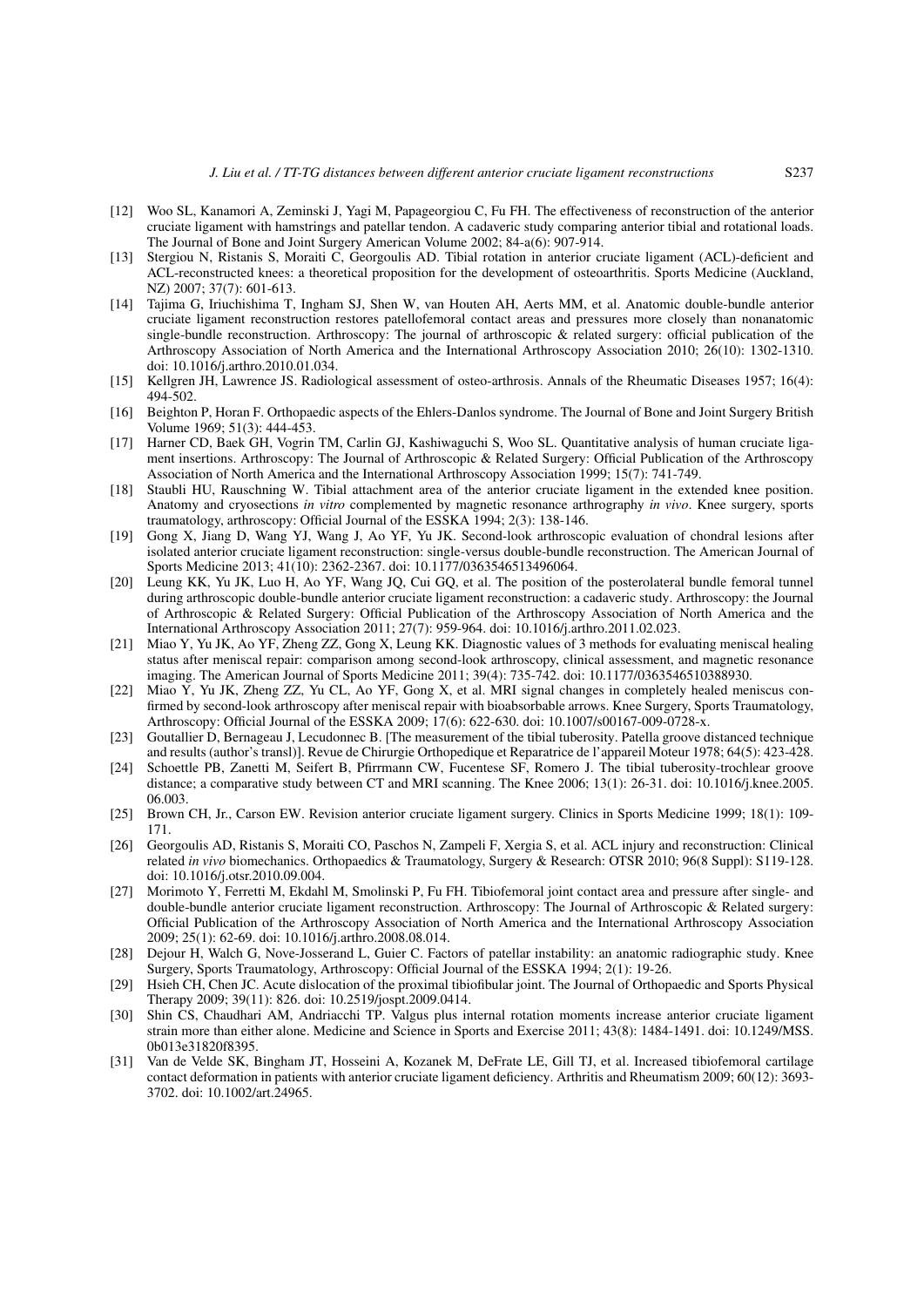[12] Woo SL, Kanamori A, Zeminski J, Yagi M, Papageorgiou C, Fu FH. The effectiveness of reconstruction of the anterior cruciate ligament with hamstrings and patellar tendon. A cadaveric study comparing anterior tibial and rotational loads. The Journal of Bone and Joint Surgery American Volume 2002; 84-a(6): 907-914.

[13] Stergiou N, Ristanis S, Moraiti C, Georgoulis AD. Tibial rotation in anterior cruciate ligament (ACL)-deficient and ACL-reconstructed knees: a theoretical proposition for the development of osteoarthritis. Sports Medicine (Auckland, NZ) 2007; 37(7): 601-613.

[14] Tajima G, Iriuchishima T, Ingham SJ, Shen W, van Houten AH, Aerts MM, et al. Anatomic double-bundle anterior cruciate ligament reconstruction restores patellofemoral contact areas and pressures more closely than nonanatomic single-bundle reconstruction. Arthroscopy: The journal of arthroscopic & related surgery: official publication of the Arthroscopy Association of North America and the International Arthroscopy Association 2010; 26(10): 1302-1310. doi: 10.1016/j.arthro.2010.01.034.

[15] Kellgren JH, Lawrence JS. Radiological assessment of osteo-arthrosis. Annals of the Rheumatic Diseases 1957; 16(4): 494-502.

[16] Beighton P, Horan F. Orthopaedic aspects of the Ehlers-Danlos syndrome. The Journal of Bone and Joint Surgery British Volume 1969; 51(3): 444-453.

[17] Harner CD, Baek GH, Vogrin TM, Carlin GJ, Kashiwaguchi S, Woo SL. Quantitative analysis of human cruciate ligament insertions. Arthroscopy: The Journal of Arthroscopic & Related Surgery: Official Publication of the Arthroscopy Association of North America and the International Arthroscopy Association 1999; 15(7): 741-749.

[18] Staubli HU, Rauschning W. Tibial attachment area of the anterior cruciate ligament in the extended knee position. Anatomy and cryosections *in vitro* complemented by magnetic resonance arthrography *in vivo*. Knee surgery, sports traumatology, arthroscopy: Official Journal of the ESSKA 1994; 2(3): 138-146.

[19] Gong X, Jiang D, Wang YJ, Wang J, Ao YF, Yu JK. Second-look arthroscopic evaluation of chondral lesions after isolated anterior cruciate ligament reconstruction: single-versus double-bundle reconstruction. The American Journal of Sports Medicine 2013; 41(10): 2362-2367. doi: 10.1177/0363546513496064.

[20] Leung KK, Yu JK, Luo H, Ao YF, Wang JQ, Cui GQ, et al. The position of the posterolateral bundle femoral tunnel during arthroscopic double-bundle anterior cruciate ligament reconstruction: a cadaveric study. Arthroscopy: the Journal of Arthroscopic & Related Surgery: Official Publication of the Arthroscopy Association of North America and the International Arthroscopy Association 2011; 27(7): 959-964. doi: 10.1016/j.arthro.2011.02.023.

[21] Miao Y, Yu JK, Ao YF, Zheng ZZ, Gong X, Leung KK. Diagnostic values of 3 methods for evaluating meniscal healing status after meniscal repair: comparison among second-look arthroscopy, clinical assessment, and magnetic resonance imaging. The American Journal of Sports Medicine 2011; 39(4): 735-742. doi: 10.1177/0363546510388930.

[22] Miao Y, Yu JK, Zheng ZZ, Yu CL, Ao YF, Gong X, et al. MRI signal changes in completely healed meniscus confirmed by second-look arthroscopy after meniscal repair with bioabsorbable arrows. Knee Surgery, Sports Traumatology, Arthroscopy: Official Journal of the ESSKA 2009; 17(6): 622-630. doi: 10.1007/s00167-009-0728-x.

[23] Goutallier D, Bernageau J, Lecudonnec B. [The measurement of the tibial tuberosity. Patella groove distanced technique and results (author's transl)]. Revue de Chirurgie Orthopedique et Reparatrice de l'appareil Moteur 1978; 64(5): 423-428.

[24] Schoettle PB, Zanetti M, Seifert B, Pfirrmann CW, Fucentese SF, Romero J. The tibial tuberosity-trochlear groove distance; a comparative study between CT and MRI scanning. The Knee 2006; 13(1): 26-31. doi: 10.1016/j.knee.2005.06.003.

[25] Brown CH, Jr., Carson EW. Revision anterior cruciate ligament surgery. Clinics in Sports Medicine 1999; 18(1): 109-171.

[26] Georgoulis AD, Ristanis S, Moraiti CO, Paschos N, Zampeli F, Xergia S, et al. ACL injury and reconstruction: Clinical related *in vivo* biomechanics. Orthopaedics & Traumatology, Surgery & Research: OTSR 2010; 96(8 Suppl): S119-128. doi: 10.1016/j.otsr.2010.09.004.

[27] Morimoto Y, Ferretti M, Ekdahl M, Smolinski P, Fu FH. Tibiofemoral joint contact area and pressure after single- and double-bundle anterior cruciate ligament reconstruction. Arthroscopy: The Journal of Arthroscopic & Related surgery: Official Publication of the Arthroscopy Association of North America and the International Arthroscopy Association 2009; 25(1): 62-69. doi: 10.1016/j.arthro.2008.08.014.

[28] Dejour H, Walch G, Nove-Josserand L, Guier C. Factors of patellar instability: an anatomic radiographic study. Knee Surgery, Sports Traumatology, Arthroscopy: Official Journal of the ESSKA 1994; 2(1): 19-26.

[29] Hsieh CH, Chen JC. Acute dislocation of the proximal tibiofibular joint. The Journal of Orthopaedic and Sports Physical Therapy 2009; 39(11): 826. doi: 10.2519/jospt.2009.0414.

[30] Shin CS, Chaudhari AM, Andriacchi TP. Valgus plus internal rotation moments increase anterior cruciate ligament strain more than either alone. Medicine and Science in Sports and Exercise 2011; 43(8): 1484-1491. doi: 10.1249/MSS.0b013e31820f8395.

[31] Van de Velde SK, Bingham JT, Hosseini A, Kozanek M, DeFrate LE, Gill TJ, et al. Increased tibiofemoral cartilage contact deformation in patients with anterior cruciate ligament deficiency. Arthritis and Rheumatism 2009; 60(12): 3693-3702. doi: 10.1002/art.24965.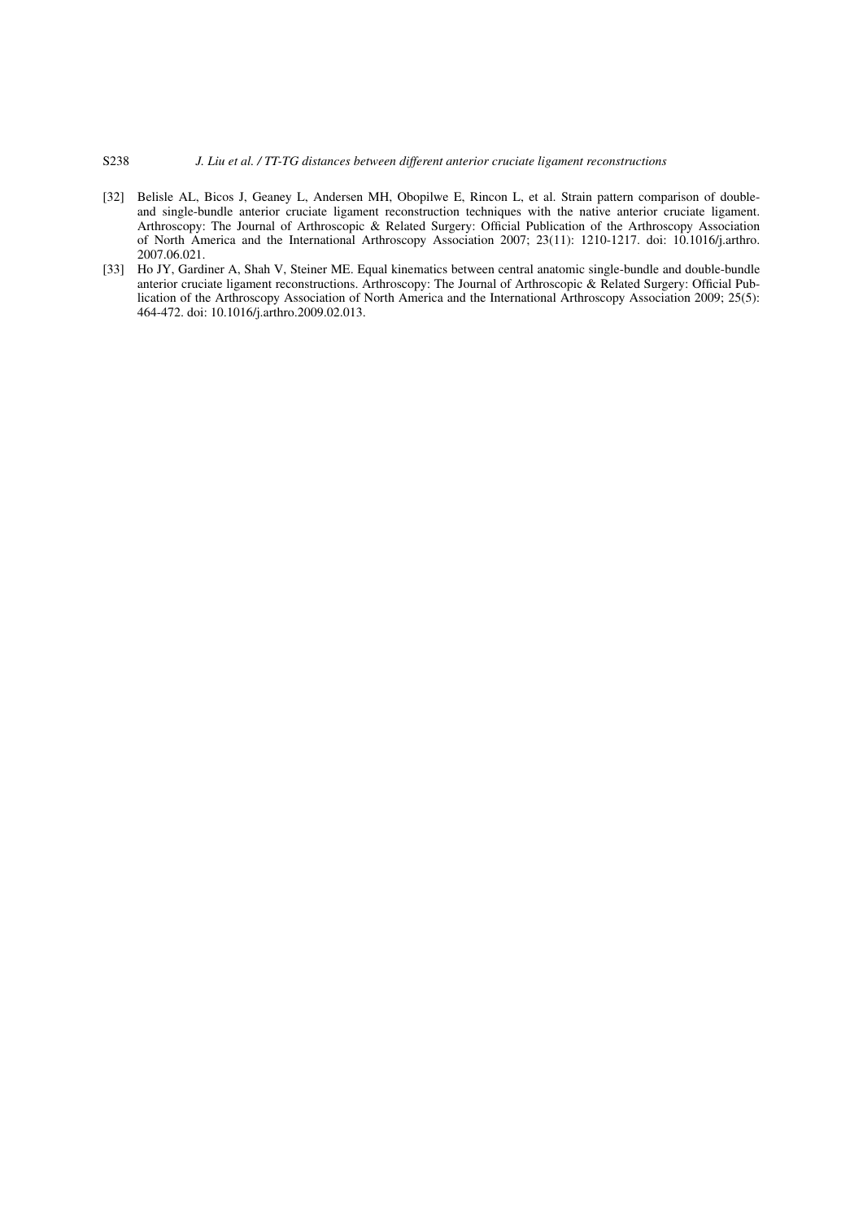[32] Belisle AL, Bicos J, Geaney L, Andersen MH, Obopilwe E, Rincon L, et al. Strain pattern comparison of double- and single-bundle anterior cruciate ligament reconstruction techniques with the native anterior cruciate ligament. Arthroscopy: The Journal of Arthroscopic & Related Surgery: Official Publication of the Arthroscopy Association of North America and the International Arthroscopy Association 2007; 23(11): 1210-1217. doi: 10.1016/j.arthro.2007.06.021.

[33] Ho JY, Gardiner A, Shah V, Steiner ME. Equal kinematics between central anatomic single-bundle and double-bundle anterior cruciate ligament reconstructions. Arthroscopy: The Journal of Arthroscopic & Related Surgery: Official Publication of the Arthroscopy Association of North America and the International Arthroscopy Association 2009; 25(5): 464-472. doi: 10.1016/j.arthro.2009.02.013.